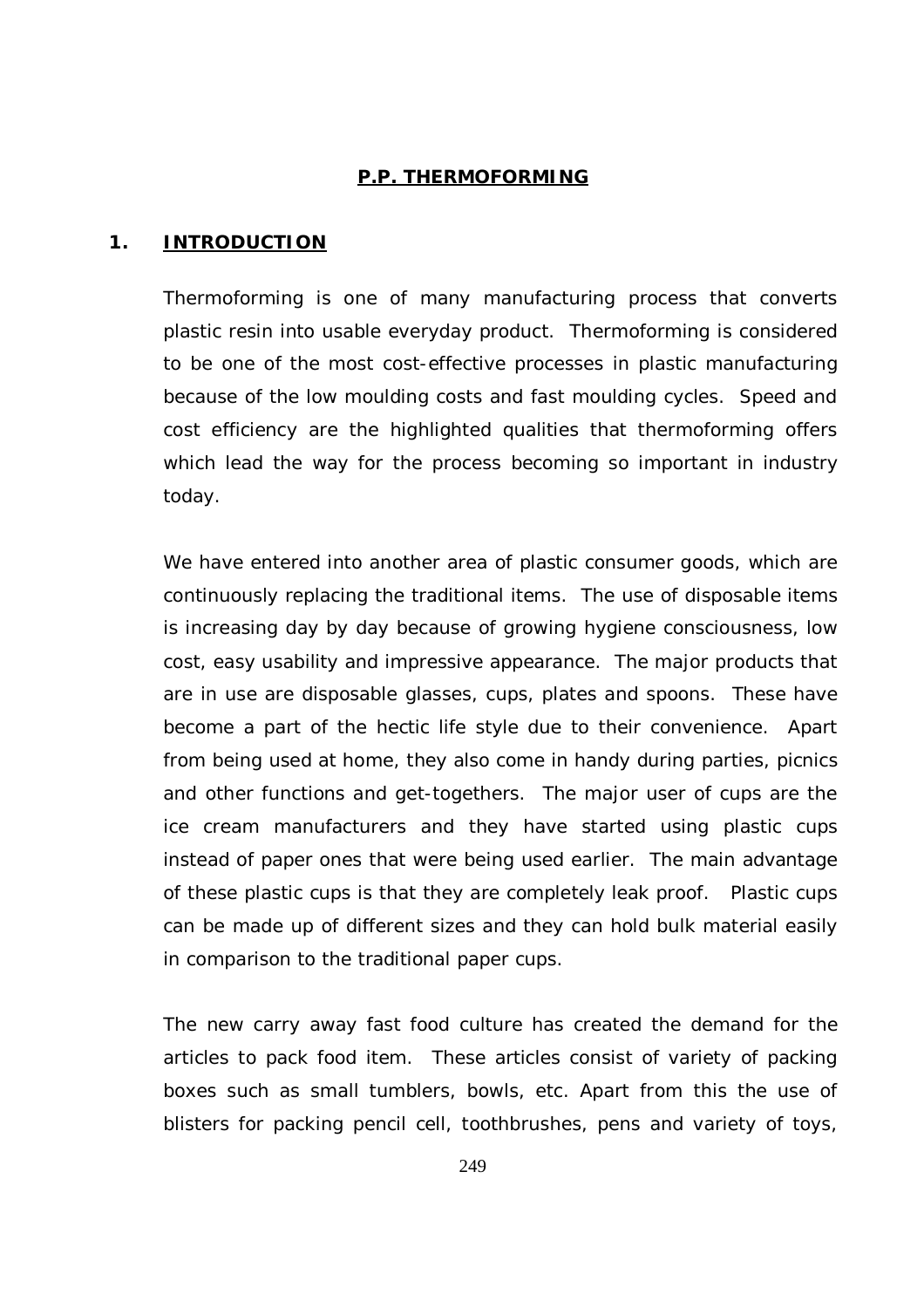# P.P. THERMOFORMING

## 1. INTRODUCTION

Thermoforming is one of many manufacturing process that converts plastic resin into usable everyday product. Thermoforming is considered to be one of the most cost-effective processes in plastic manufacturing because of the low moulding costs and fast moulding cycles. Speed and cost efficiency are the highlighted qualities that thermoforming offers which lead the way for the process becoming so important in industry today.

We have entered into another area of plastic consumer goods, which are continuously replacing the traditional items. The use of disposable items is increasing day by day because of growing hygiene consciousness, low cost, easy usability and impressive appearance. The major products that are in use are disposable glasses, cups, plates and spoons. These have become a part of the hectic life style due to their convenience. Apart from being used at home, they also come in handy during parties, picnics and other functions and get-togethers. The major user of cups are the ice cream manufacturers and they have started using plastic cups instead of paper ones that were being used earlier. The main advantage of these plastic cups is that they are completely leak proof. Plastic cups can be made up of different sizes and they can hold bulk material easily in comparison to the traditional paper cups.

The new carry away fast food culture has created the demand for the articles to pack food item. These articles consist of variety of packing boxes such as small tumblers, bowls, etc. Apart from this the use of blisters for packing pencil cell, toothbrushes, pens and variety of toys,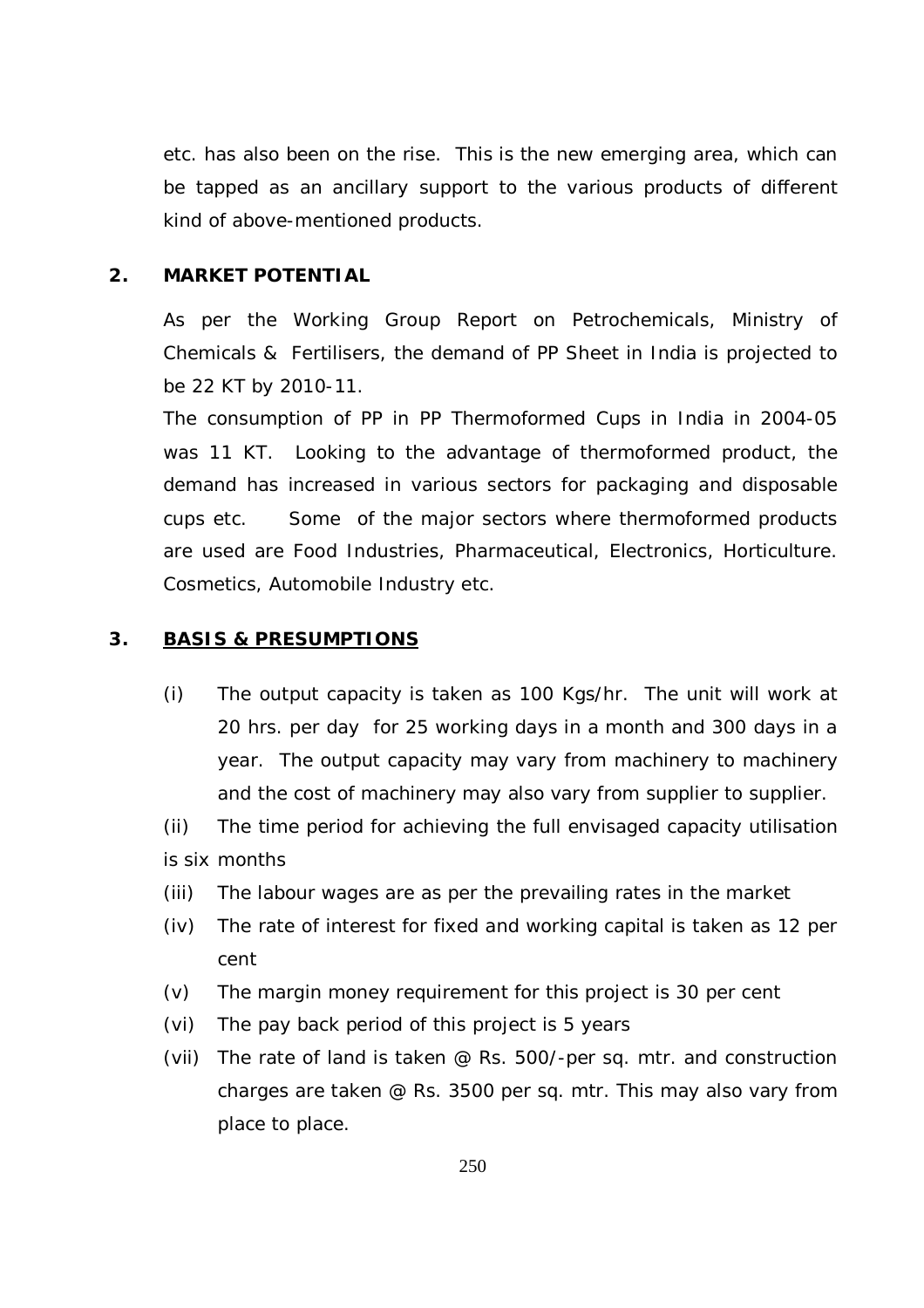etc. has also been on the rise. This is the new emerging area, which can be tapped as an ancillary support to the various products of different kind of above-mentioned products.

## 2. MARKET POTENTIAL

As per the Working Group Report on Petrochemicals, Ministry of Chemicals & Fertilisers, the demand of PP Sheet in India is projected to be 22 KT by 2010-11.

The consumption of PP in PP Thermoformed Cups in India in 2004-05 was 11 KT. Looking to the advantage of thermoformed product, the demand has increased in various sectors for packaging and disposable cups etc. Some of the major sectors where thermoformed products are used are Food Industries, Pharmaceutical, Electronics, Horticulture. Cosmetics, Automobile Industry etc.

## 3. BASIS & PRESUMPTIONS

(i) The output capacity is taken as 100 Kgs/hr. The unit will work at 20 hrs. per day for 25 working days in a month and 300 days in a year. The output capacity may vary from machinery to machinery and the cost of machinery may also vary from supplier to supplier.

(ii) The time period for achieving the full envisaged capacity utilisation is six months

(iii) The labour wages are as per the prevailing rates in the market

(iv) The rate of interest for fixed and working capital is taken as 12 per cent

(v) The margin money requirement for this project is 30 per cent

(vi) The pay back period of this project is 5 years

(vii) The rate of land is taken @ Rs. 500/-per sq. mtr. and construction charges are taken @ Rs. 3500 per sq. mtr. This may also vary from place to place.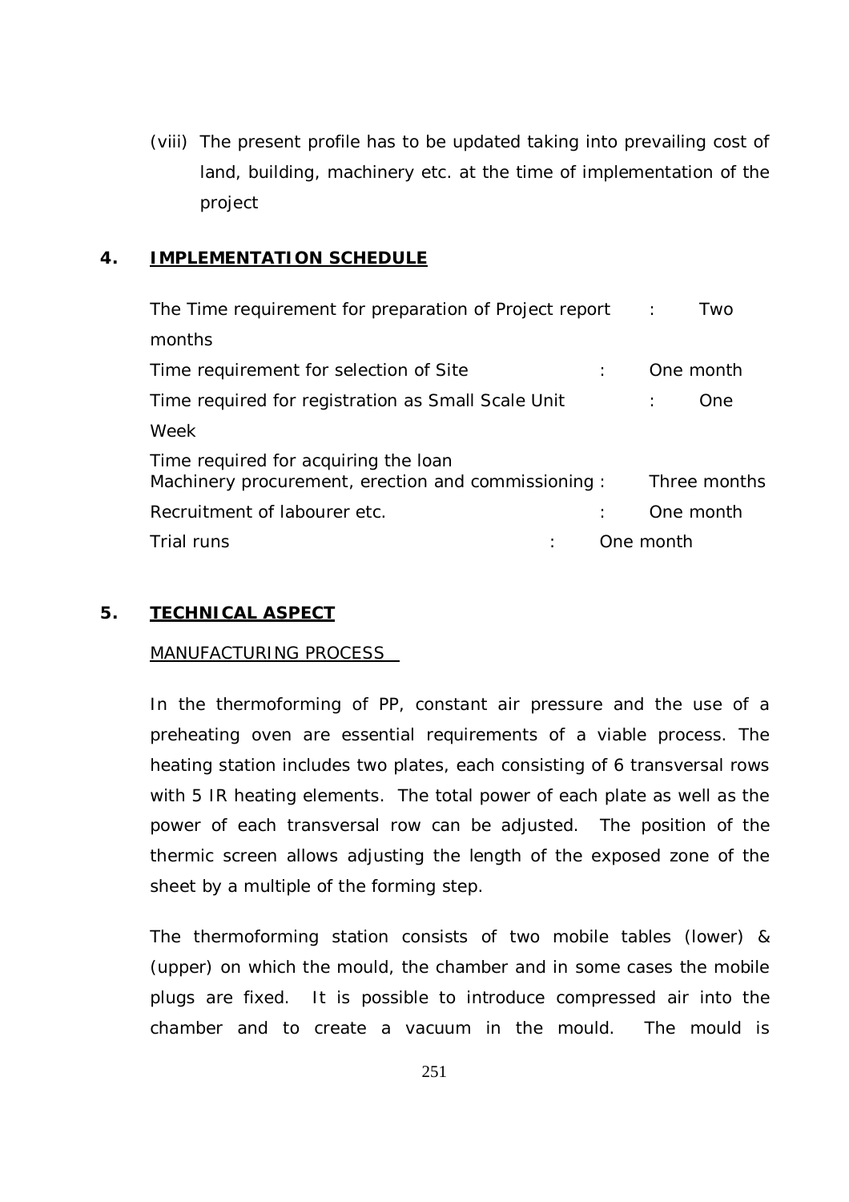(viii) The present profile has to be updated taking into prevailing cost of land, building, machinery etc. at the time of implementation of the project

## 4. IMPLEMENTATION SCHEDULE

| | | |
|---|---|---|
| The Time requirement for preparation of Project report | : | Two months |
| Time requirement for selection of Site | : | One month |
| Time required for registration as Small Scale Unit | : | One Week |
| Time required for acquiring the loan Machinery procurement, erection and commissioning | : | Three months |
| Recruitment of labourer etc. | : | One month |
| Trial runs | : | One month |

## 5. TECHNICAL ASPECT

MANUFACTURING PROCESS

In the thermoforming of PP, constant air pressure and the use of a preheating oven are essential requirements of a viable process. The heating station includes two plates, each consisting of 6 transversal rows with 5 IR heating elements. The total power of each plate as well as the power of each transversal row can be adjusted. The position of the thermic screen allows adjusting the length of the exposed zone of the sheet by a multiple of the forming step.

The thermoforming station consists of two mobile tables (lower) & (upper) on which the mould, the chamber and in some cases the mobile plugs are fixed. It is possible to introduce compressed air into the chamber and to create a vacuum in the mould. The mould is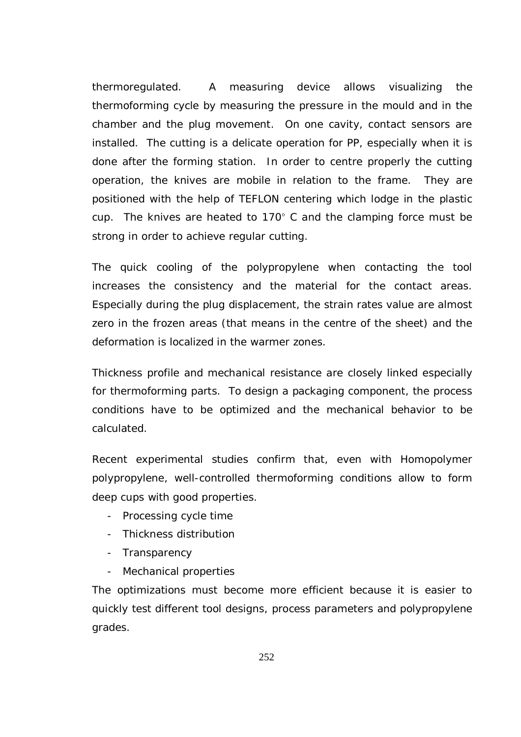thermoregulated. A measuring device allows visualizing the thermoforming cycle by measuring the pressure in the mould and in the chamber and the plug movement. On one cavity, contact sensors are installed. The cutting is a delicate operation for PP, especially when it is done after the forming station. In order to centre properly the cutting operation, the knives are mobile in relation to the frame. They are positioned with the help of TEFLON centering which lodge in the plastic cup. The knives are heated to 170° C and the clamping force must be strong in order to achieve regular cutting.

The quick cooling of the polypropylene when contacting the tool increases the consistency and the material for the contact areas. Especially during the plug displacement, the strain rates value are almost zero in the frozen areas (that means in the centre of the sheet) and the deformation is localized in the warmer zones.

Thickness profile and mechanical resistance are closely linked especially for thermoforming parts. To design a packaging component, the process conditions have to be optimized and the mechanical behavior to be calculated.

Recent experimental studies confirm that, even with Homopolymer polypropylene, well-controlled thermoforming conditions allow to form deep cups with good properties.

- Processing cycle time
- Thickness distribution
- Transparency
- Mechanical properties

The optimizations must become more efficient because it is easier to quickly test different tool designs, process parameters and polypropylene grades.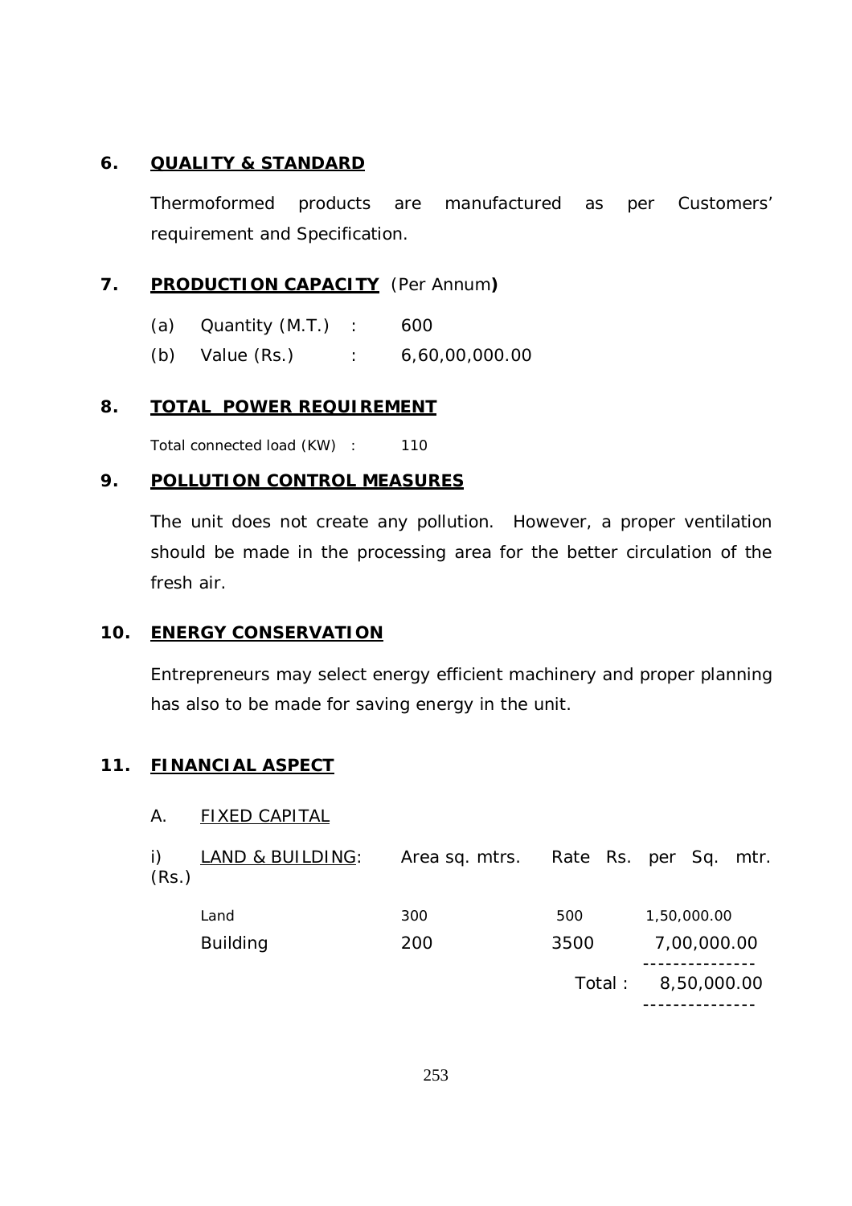## 6. QUALITY & STANDARD

Thermoformed products are manufactured as per Customers' requirement and Specification.

## 7. PRODUCTION CAPACITY (Per Annum)

(a) Quantity (M.T.) : 600

(b) Value (Rs.) : 6,60,00,000.00

## 8. TOTAL POWER REQUIREMENT

Total connected load (KW) : 110

## 9. POLLUTION CONTROL MEASURES

The unit does not create any pollution. However, a proper ventilation should be made in the processing area for the better circulation of the fresh air.

## 10. ENERGY CONSERVATION

Entrepreneurs may select energy efficient machinery and proper planning has also to be made for saving energy in the unit.

## 11. FINANCIAL ASPECT

A. FIXED CAPITAL

i) LAND & BUILDING:

| | Area sq. mtrs. | Rate Rs. per Sq. mtr. | (Rs.) |
|---|---|---|---|
| Land | 300 | 500 | 1,50,000.00 |
| Building | 200 | 3500 | 7,00,000.00 |
| | | Total : | 8,50,000.00 |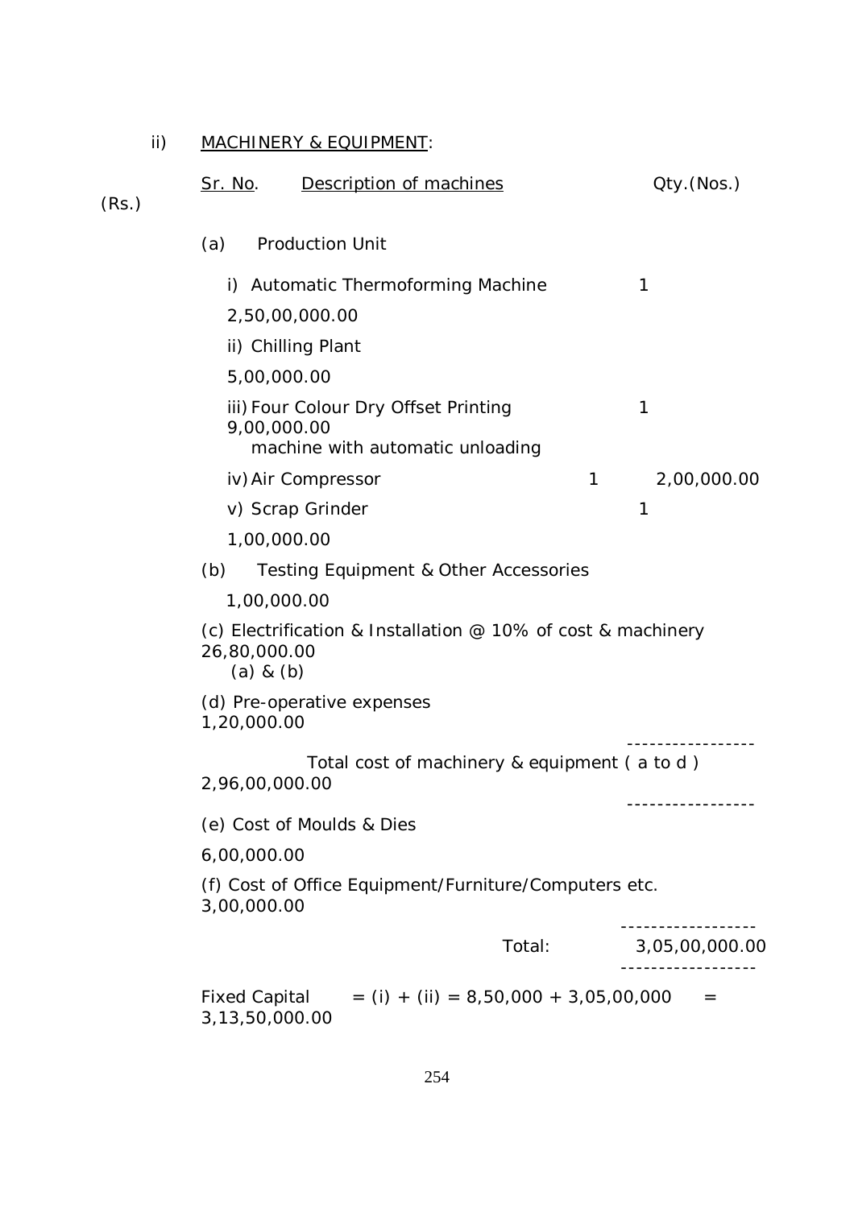ii) MACHINERY & EQUIPMENT:

| Sr. No. | Description of machines | Qty.(Nos.) | (Rs.) |
|---|---|---|---|
| (a) | Production Unit | | |
| | i) Automatic Thermoforming Machine | 1 | 2,50,00,000.00 |
| | ii) Chilling Plant | | 5,00,000.00 |
| | iii) Four Colour Dry Offset Printing machine with automatic unloading | 1 | 9,00,000.00 |
| | iv) Air Compressor | 1 | 2,00,000.00 |
| | v) Scrap Grinder | 1 | 1,00,000.00 |
| (b) | Testing Equipment & Other Accessories | | 1,00,000.00 |
| (c) | Electrification & Installation @ 10% of cost & machinery (a) & (b) | | 26,80,000.00 |
| (d) | Pre-operative expenses | | 1,20,000.00 |
| | Total cost of machinery & equipment ( a to d ) | | 2,96,00,000.00 |
| (e) | Cost of Moulds & Dies | | 6,00,000.00 |
| (f) | Cost of Office Equipment/Furniture/Computers etc. | | 3,00,000.00 |
| | Total: | | 3,05,00,000.00 |

Fixed Capital = (i) + (ii) = 8,50,000 + 3,05,00,000 = 3,13,50,000.00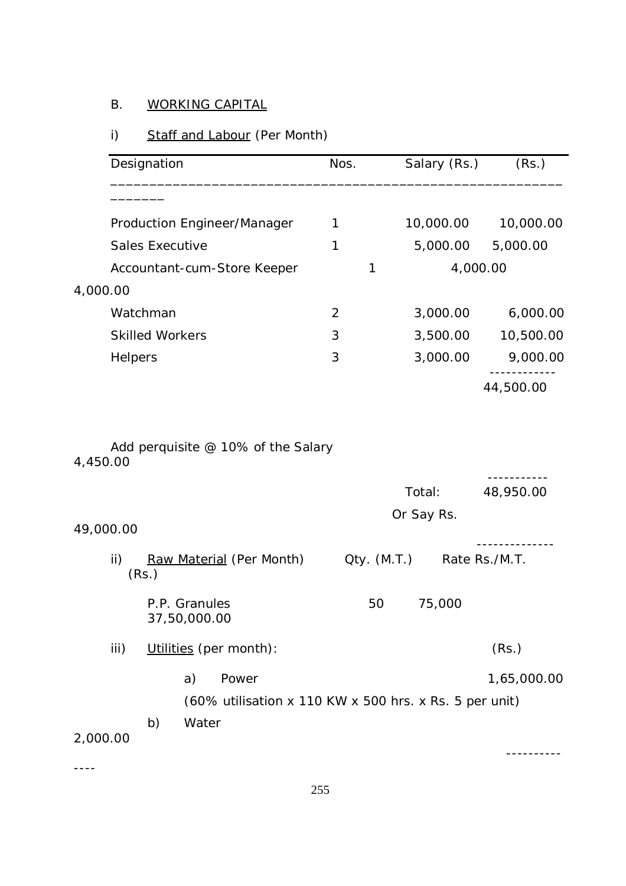## B. WORKING CAPITAL

### i) Staff and Labour (Per Month)

| Designation | Nos. | Salary (Rs.) | (Rs.) |
|---|---|---|---|
| Production Engineer/Manager | 1 | 10,000.00 | 10,000.00 |
| Sales Executive | 1 | 5,000.00 | 5,000.00 |
| Accountant-cum-Store Keeper | 1 | 4,000.00 | 4,000.00 |
| Watchman | 2 | 3,000.00 | 6,000.00 |
| Skilled Workers | 3 | 3,500.00 | 10,500.00 |
| Helpers | 3 | 3,000.00 | 9,000.00 |
| | | | 44,500.00 |
| Add perquisite @ 10% of the Salary | | | 4,450.00 |
| | | Total: | 48,950.00 |
| | | Or Say Rs. | 49,000.00 |

### ii) Raw Material (Per Month)

| | Qty. (M.T.) | Rate Rs./M.T. | (Rs.) |
|---|---|---|---|
| P.P. Granules | 50 | 75,000 | 37,50,000.00 |

### iii) Utilities (per month):

| | (Rs.) |
|---|---|
| a) Power (60% utilisation x 110 KW x 500 hrs. x Rs. 5 per unit) | 1,65,000.00 |
| b) Water | 2,000.00 |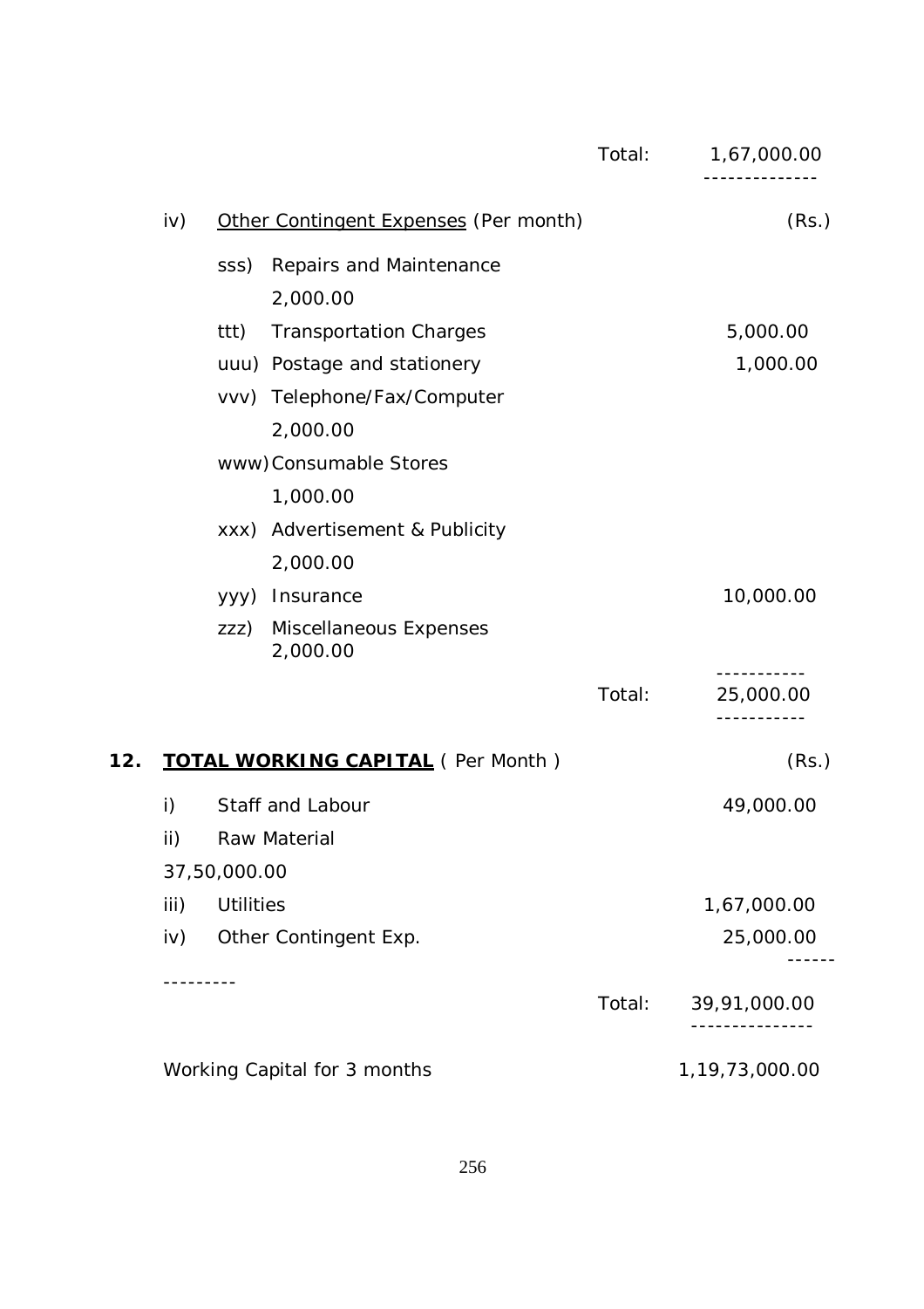| | | Total: | 1,67,000.00 |
|---|---|---|---|

iv) <u>Other Contingent Expenses</u> (Per month) (Rs.)

| | Item | | (Rs.) |
|---|---|---|---|
| sss) | Repairs and Maintenance | | 2,000.00 |
| ttt) | Transportation Charges | | 5,000.00 |
| uuu) | Postage and stationery | | 1,000.00 |
| vvv) | Telephone/Fax/Computer | | 2,000.00 |
| www) | Consumable Stores | | 1,000.00 |
| xxx) | Advertisement & Publicity | | 2,000.00 |
| yyy) | Insurance | | 10,000.00 |
| zzz) | Miscellaneous Expenses | | 2,000.00 |
| | | Total: | 25,000.00 |

## 12. **<u>TOTAL WORKING CAPITAL</u>** ( Per Month )

| | Item | | (Rs.) |
|---|---|---|---|
| i) | Staff and Labour | | 49,000.00 |
| ii) | Raw Material | | 37,50,000.00 |
| iii) | Utilities | | 1,67,000.00 |
| iv) | Other Contingent Exp. | | 25,000.00 |
| | | Total: | 39,91,000.00 |

Working Capital for 3 months 1,19,73,000.00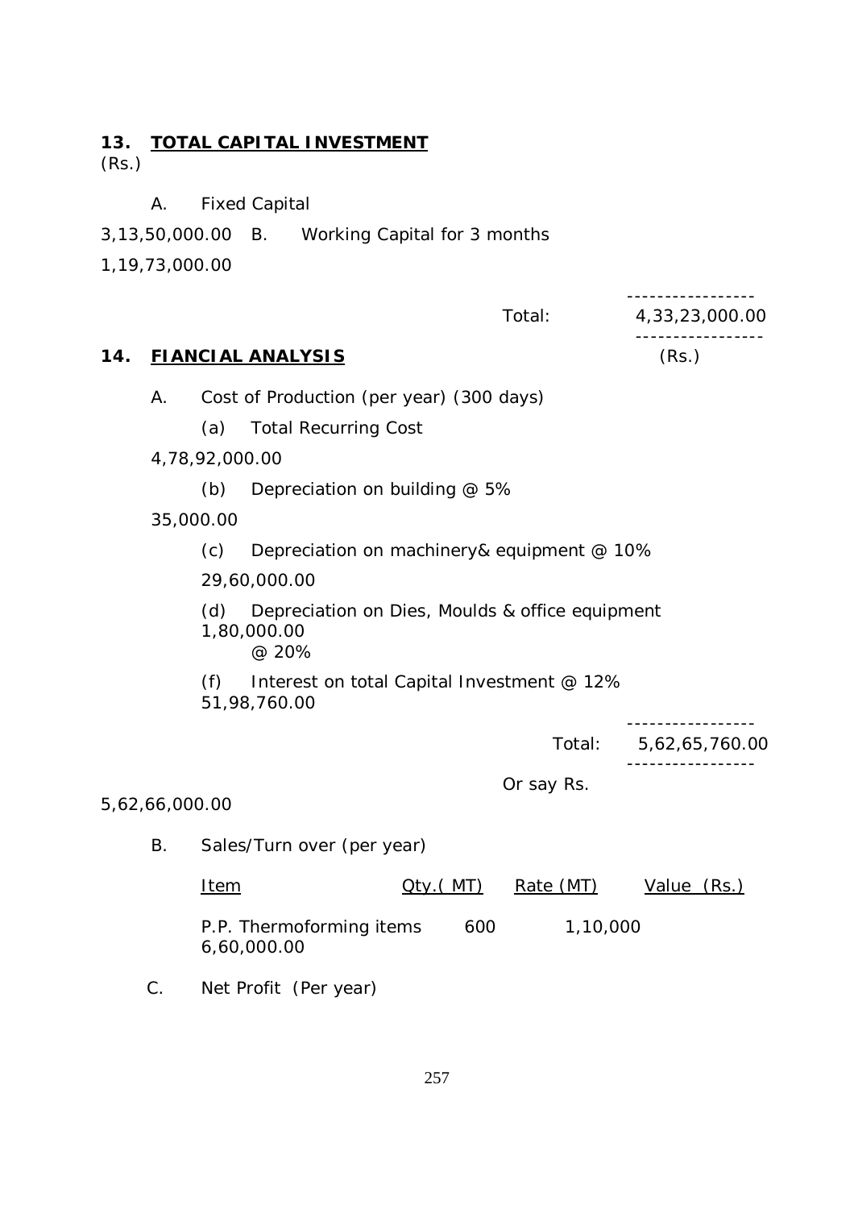## 13. TOTAL CAPITAL INVESTMENT

(Rs.)

| | | |
|---|---|---|
| A. | Fixed Capital | 3,13,50,000.00 |
| B. | Working Capital for 3 months | 1,19,73,000.00 |
| | Total: | 4,33,23,000.00 |

## 14. FIANCIAL ANALYSIS

(Rs.)

A. Cost of Production (per year) (300 days)

| | | |
|---|---|---|
| (a) | Total Recurring Cost | 4,78,92,000.00 |
| (b) | Depreciation on building @ 5% | 35,000.00 |
| (c) | Depreciation on machinery& equipment @ 10% | 29,60,000.00 |
| (d) | Depreciation on Dies, Moulds & office equipment @ 20% | 1,80,000.00 |
| (f) | Interest on total Capital Investment @ 12% | 51,98,760.00 |
| | Total: | 5,62,65,760.00 |
| | Or say Rs. | 5,62,66,000.00 |

B. Sales/Turn over (per year)

| Item | Qty.( MT) | Rate (MT) | Value (Rs.) |
|---|---|---|---|
| P.P. Thermoforming items | 600 | 1,10,000 | 6,60,000.00 |

C. Net Profit (Per year)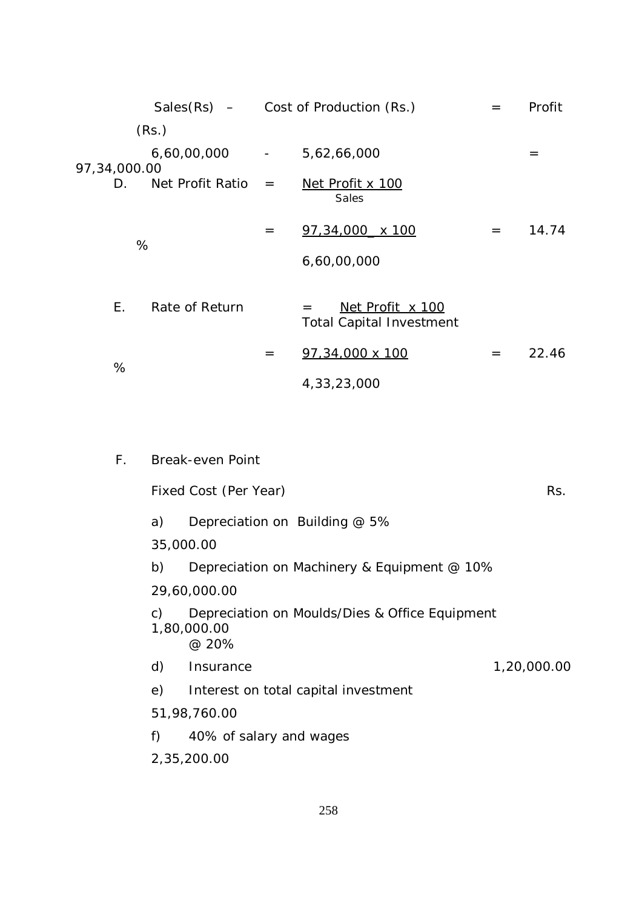| Sales(Rs.) | – | Cost of Production (Rs.) | = | Profit (Rs.) |
|---|---|---|---|---|
| 6,60,00,000 | - | 5,62,66,000 | = | 97,34,000.00 |

D. Net Profit Ratio $= \dfrac{\text{Net Profit} \times 100}{\text{Sales}}$

$= \dfrac{97,34,000 \times 100}{6,60,00,000} = 14.74\ \%$

E. Rate of Return $= \dfrac{\text{Net Profit} \times 100}{\text{Total Capital Investment}}$

$= \dfrac{97,34,000 \times 100}{4,33,23,000} = 22.46\ \%$

F. Break-even Point

| Fixed Cost (Per Year) | Rs. |
|---|---|
| a) Depreciation on Building @ 5% | 35,000.00 |
| b) Depreciation on Machinery & Equipment @ 10% | 29,60,000.00 |
| c) Depreciation on Moulds/Dies & Office Equipment @ 20% | 1,80,000.00 |
| d) Insurance | 1,20,000.00 |
| e) Interest on total capital investment | 51,98,760.00 |
| f) 40% of salary and wages | 2,35,200.00 |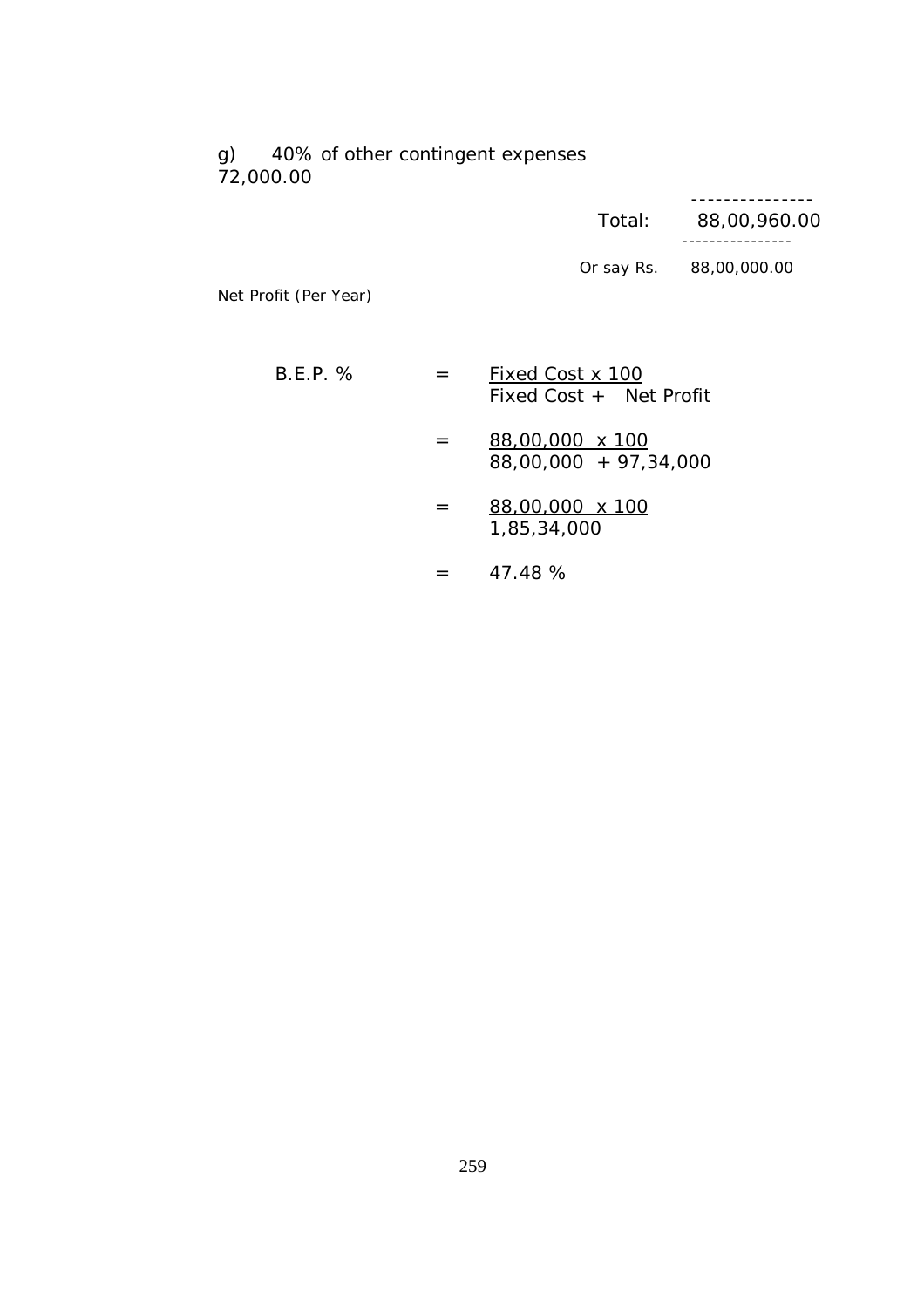g) 40% of other contingent expenses
72,000.00

---------------

Total: 88,00,960.00

---------------

Or say Rs. 88,00,000.00

Net Profit (Per Year)

$$\text{B.E.P. \%} = \frac{\text{Fixed Cost x 100}}{\text{Fixed Cost + Net Profit}}$$

$$= \frac{88,00,000 \times 100}{88,00,000 + 97,34,000}$$

$$= \frac{88,00,000 \times 100}{1,85,34,000}$$

$$= 47.48\ \%$$